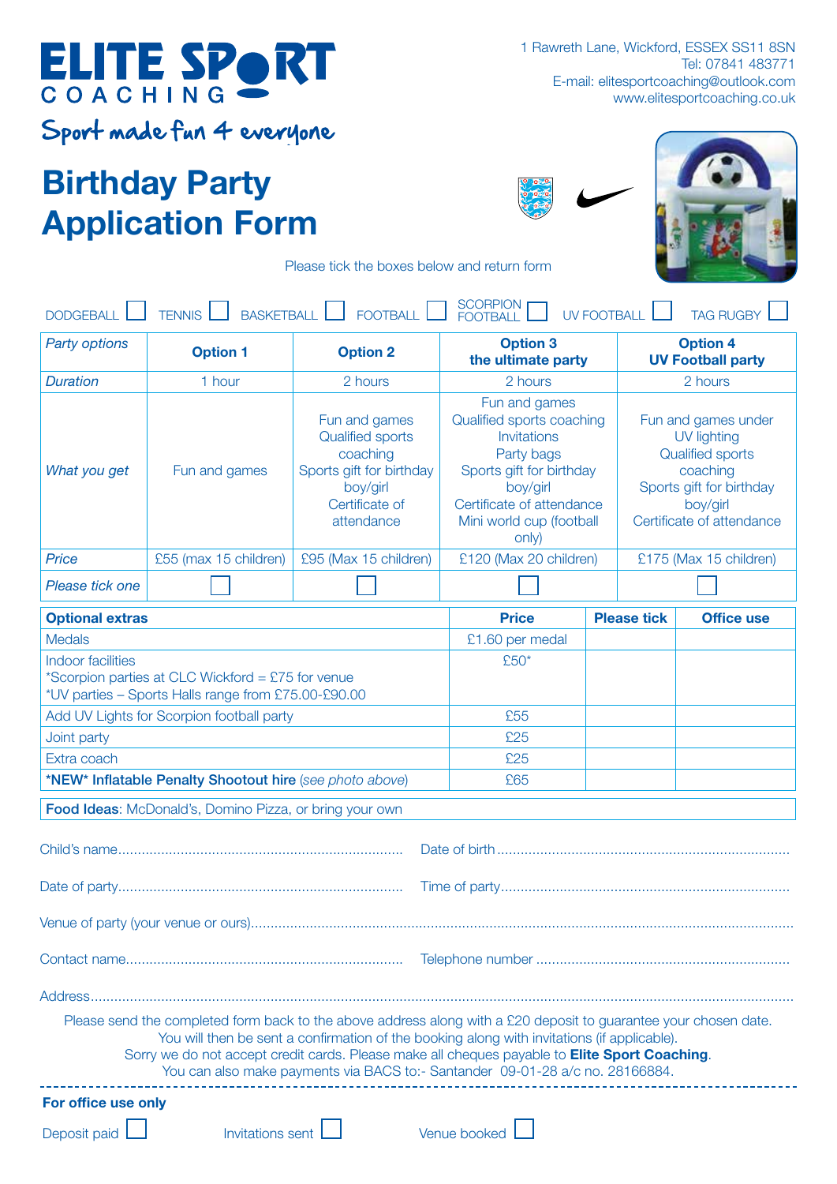# ELITE SPORT COACHING

1 Rawreth Lane, Wickford, ESSEX SS11 8SN
Tel: 07841 483771
E-mail: elitesportcoaching@outlook.com
www.elitesportcoaching.co.uk

Sport made fun 4 everyone

# Birthday Party Application Form

Please tick the boxes below and return form

DODGEBALL ☐ TENNIS ☐ BASKETBALL ☐ FOOTBALL ☐ SCORPION FOOTBALL ☐ UV FOOTBALL ☐ TAG RUGBY ☐

| *Party options* | **Option 1** | **Option 2** | **Option 3 the ultimate party** | **Option 4 UV Football party** |
|---|---|---|---|---|
| *Duration* | 1 hour | 2 hours | 2 hours | 2 hours |
| *What you get* | Fun and games | Fun and games<br>Qualified sports coaching<br>Sports gift for birthday boy/girl<br>Certificate of attendance | Fun and games<br>Qualified sports coaching<br>Invitations<br>Party bags<br>Sports gift for birthday boy/girl<br>Certificate of attendance<br>Mini world cup (football only) | Fun and games under UV lighting<br>Qualified sports coaching<br>Sports gift for birthday boy/girl<br>Certificate of attendance |
| *Price* | £55 (max 15 children) | £95 (Max 15 children) | £120 (Max 20 children) | £175 (Max 15 children) |
| *Please tick one* | ☐ | ☐ | ☐ | ☐ |

| **Optional extras** | **Price** | **Please tick** | **Office use** |
|---|---|---|---|
| Medals | £1.60 per medal | | |
| Indoor facilities<br>*Scorpion parties at CLC Wickford = £75 for venue<br>*UV parties – Sports Halls range from £75.00-£90.00 | £50* | | |
| Add UV Lights for Scorpion football party | £55 | | |
| Joint party | £25 | | |
| Extra coach | £25 | | |
| ***NEW* Inflatable Penalty Shootout hire** *(see photo above)* | £65 | | |

**Food Ideas**: McDonald's, Domino Pizza, or bring your own

Child's name........................................................................ Date of birth..........................................................................

Date of party........................................................................ Time of party.........................................................................

Venue of party (your venue or ours)........................................................................................................................................

Contact name...................................................................... Telephone number ................................................................

Address.................................................................................................................................................................................

Please send the completed form back to the above address along with a £20 deposit to guarantee your chosen date. You will then be sent a confirmation of the booking along with invitations (if applicable). Sorry we do not accept credit cards. Please make all cheques payable to **Elite Sport Coaching**. You can also make payments via BACS to:- Santander 09-01-28 a/c no. 28166884.

---

**For office use only**

Deposit paid ☐ Invitations sent ☐ Venue booked ☐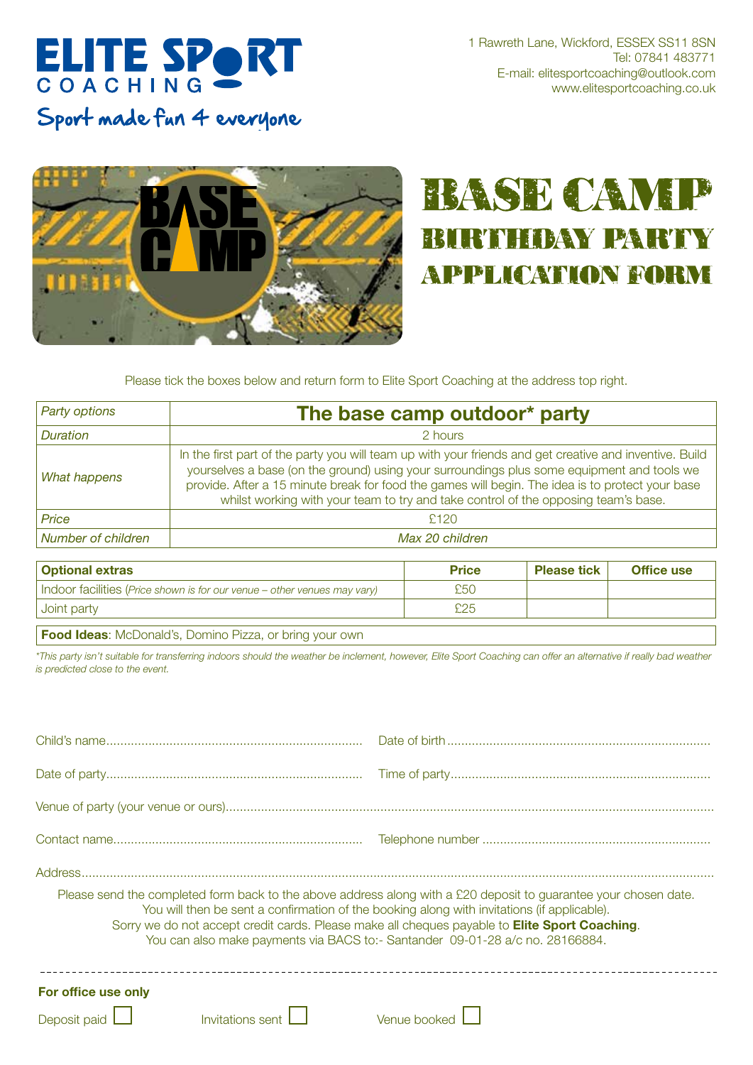# ELITE SPORT COACHING

Sport made fun 4 everyone

1 Rawreth Lane, Wickford, ESSEX SS11 8SN
Tel: 07841 483771
E-mail: elitesportcoaching@outlook.com
www.elitesportcoaching.co.uk

# BASE CAMP
## BIRTHDAY PARTY
## APPLICATION FORM

Please tick the boxes below and return form to Elite Sport Coaching at the address top right.

| *Party options* | **The base camp outdoor* party** |
|---|---|
| *Duration* | 2 hours |
| *What happens* | In the first part of the party you will team up with your friends and get creative and inventive. Build yourselves a base (on the ground) using your surroundings plus some equipment and tools we provide. After a 15 minute break for food the games will begin. The idea is to protect your base whilst working with your team to try and take control of the opposing team's base. |
| *Price* | £120 |
| *Number of children* | *Max 20 children* |

| **Optional extras** | **Price** | **Please tick** | **Office use** |
|---|---|---|---|
| Indoor facilities (*Price shown is for our venue – other venues may vary*) | £50 | | |
| Joint party | £25 | | |

**Food Ideas**: McDonald's, Domino Pizza, or bring your own

*\*This party isn't suitable for transferring indoors should the weather be inclement, however, Elite Sport Coaching can offer an alternative if really bad weather is predicted close to the event.*

Child's name........................................................................ Date of birth..........................................................................

Date of party........................................................................ Time of party..........................................................................

Venue of party (your venue or ours)..........................................................................................................................................

Contact name...................................................................... Telephone number ................................................................

Address.........................................................................................................................................................................................

Please send the completed form back to the above address along with a £20 deposit to guarantee your chosen date. You will then be sent a confirmation of the booking along with invitations (if applicable). Sorry we do not accept credit cards. Please make all cheques payable to **Elite Sport Coaching**. You can also make payments via BACS to:- Santander 09-01-28 a/c no. 28166884.

---

**For office use only**

Deposit paid ☐ Invitations sent ☐ Venue booked ☐